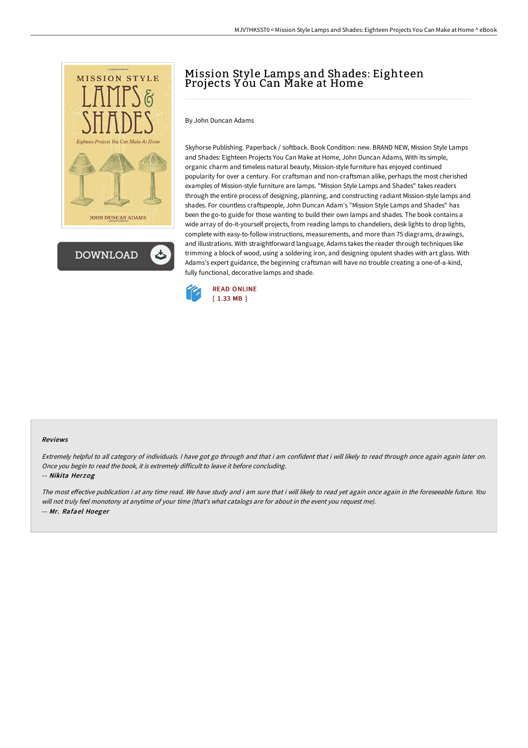# Mission Style Lamps and Shades: Eighteen Projects You Can Make at Home

By John Duncan Adams

Skyhorse Publishing. Paperback / softback. Book Condition: new. BRAND NEW, Mission Style Lamps and Shades: Eighteen Projects You Can Make at Home, John Duncan Adams, With its simple, organic charm and timeless natural beauty, Mission-style furniture has enjoyed continued popularity for over a century. For craftsman and non-craftsman alike, perhaps the most cherished examples of Mission-style furniture are lamps. "Mission Style Lamps and Shades" takes readers through the entire process of designing, planning, and constructing radiant Mission-style lamps and shades. For countless craftspeople, John Duncan Adam's "Mission Style Lamps and Shades" has been the go-to guide for those wanting to build their own lamps and shades. The book contains a wide array of do-it-yourself projects, from reading lamps to chandeliers, desk lights to drop lights, complete with easy-to-follow instructions, measurements, and more than 75 diagrams, drawings, and illustrations. With straightforward language, Adams takes the reader through techniques like trimming a block of wood, using a soldering iron, and designing opulent shades with art glass. With Adams's expert guidance, the beginning craftsman will have no trouble creating a one-of-a-kind, fully functional, decorative lamps and shade.

READ ONLINE
[ 1.33 MB ]

### Reviews

*Extremely helpful to all category of individuals. I have got go through and that i am confident that i will likely to read through once again again later on. Once you begin to read the book, it is extremely difficult to leave it before concluding.*

-- ***Nikita Herzog***

*The most effective publication i at any time read. We have study and i am sure that i will likely to read yet again once again in the foreseeable future. You will not truly feel monotony at anytime of your time (that's what catalogs are for about in the event you request me).*

-- ***Mr. Rafael Hoeger***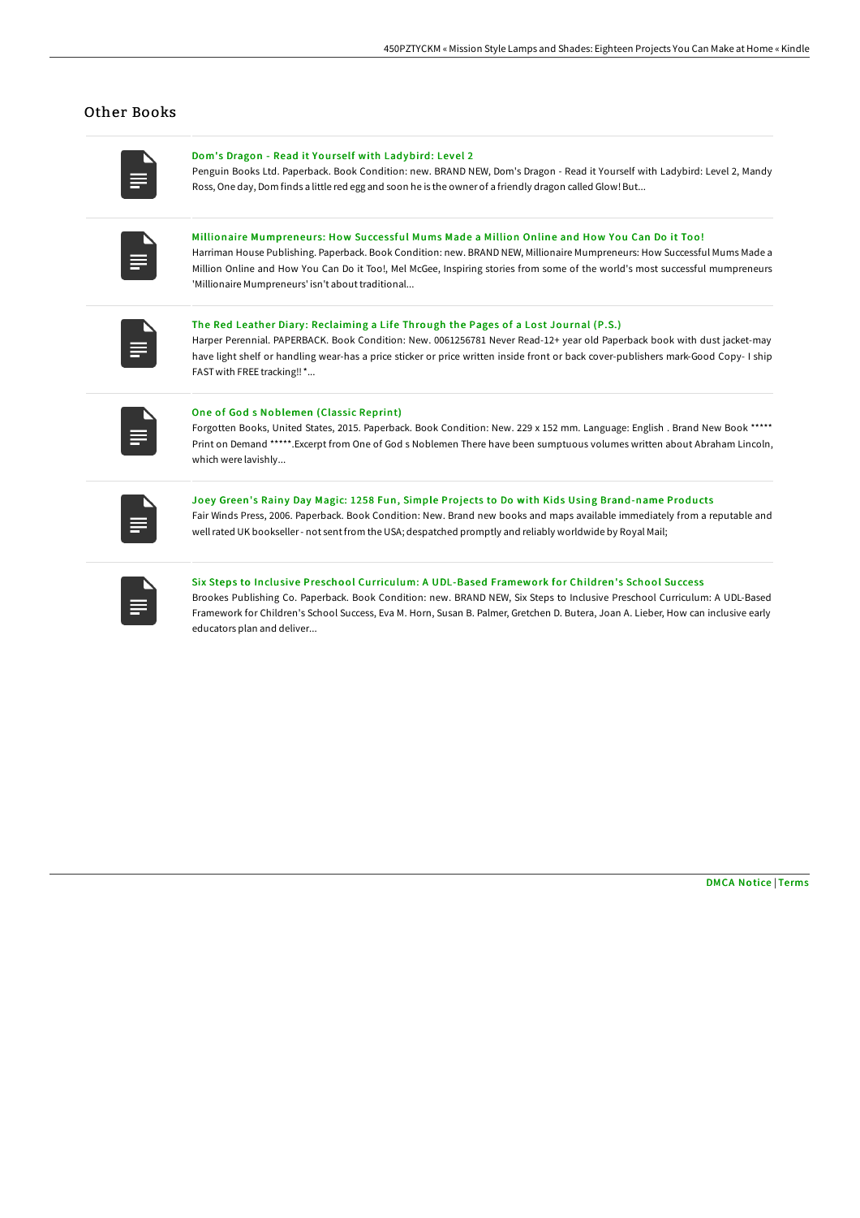## Other Books

### Dom's Dragon - Read it Yourself with Ladybird: Level 2

Penguin Books Ltd. Paperback. Book Condition: new. BRAND NEW, Dom's Dragon - Read it Yourself with Ladybird: Level 2, Mandy Ross, One day, Dom finds a little red egg and soon he is the owner of a friendly dragon called Glow! But...

### Millionaire Mumpreneurs: How Successful Mums Made a Million Online and How You Can Do it Too!

Harriman House Publishing. Paperback. Book Condition: new. BRAND NEW, Millionaire Mumpreneurs: How Successful Mums Made a Million Online and How You Can Do it Too!, Mel McGee, Inspiring stories from some of the world's most successful mumpreneurs 'Millionaire Mumpreneurs' isn't about traditional...

### The Red Leather Diary: Reclaiming a Life Through the Pages of a Lost Journal (P.S.)

Harper Perennial. PAPERBACK. Book Condition: New. 0061256781 Never Read-12+ year old Paperback book with dust jacket-may have light shelf or handling wear-has a price sticker or price written inside front or back cover-publishers mark-Good Copy- I ship FAST with FREE tracking!! *...

### One of God s Noblemen (Classic Reprint)

Forgotten Books, United States, 2015. Paperback. Book Condition: New. 229 x 152 mm. Language: English . Brand New Book ***** Print on Demand *****.Excerpt from One of God s Noblemen There have been sumptuous volumes written about Abraham Lincoln, which were lavishly...

### Joey Green's Rainy Day Magic: 1258 Fun, Simple Projects to Do with Kids Using Brand-name Products

Fair Winds Press, 2006. Paperback. Book Condition: New. Brand new books and maps available immediately from a reputable and well rated UK bookseller - not sent from the USA; despatched promptly and reliably worldwide by Royal Mail;

### Six Steps to Inclusive Preschool Curriculum: A UDL-Based Framework for Children's School Success

Brookes Publishing Co. Paperback. Book Condition: new. BRAND NEW, Six Steps to Inclusive Preschool Curriculum: A UDL-Based Framework for Children's School Success, Eva M. Horn, Susan B. Palmer, Gretchen D. Butera, Joan A. Lieber, How can inclusive early educators plan and deliver...

DMCA Notice | Terms